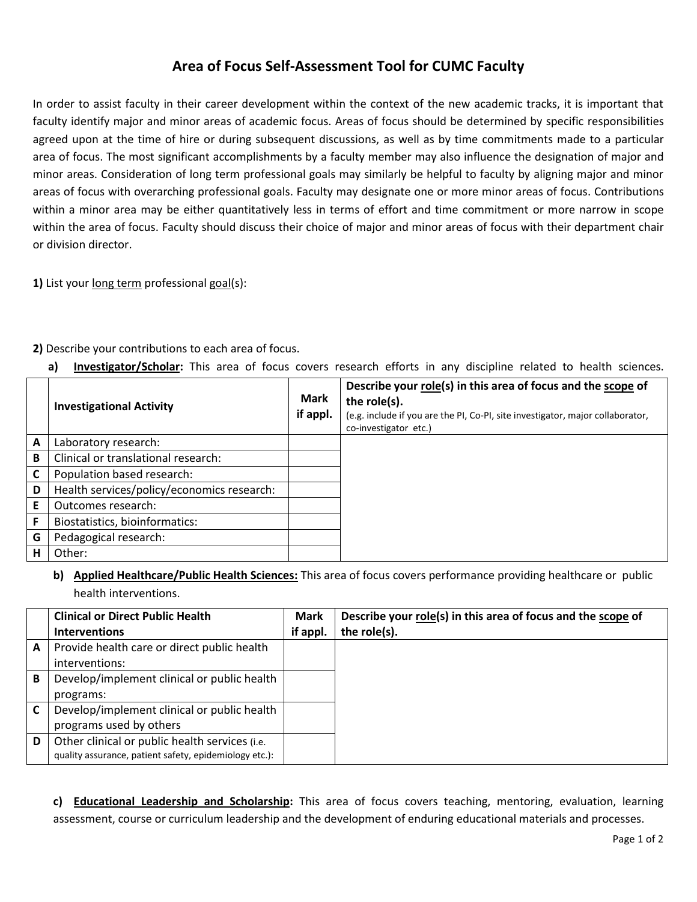# Area of Focus Self-Assessment Tool for CUMC Faculty

In order to assist faculty in their career development within the context of the new academic tracks, it is important that faculty identify major and minor areas of academic focus. Areas of focus should be determined by specific responsibilities agreed upon at the time of hire or during subsequent discussions, as well as by time commitments made to a particular area of focus. The most significant accomplishments by a faculty member may also influence the designation of major and minor areas. Consideration of long term professional goals may similarly be helpful to faculty by aligning major and minor areas of focus with overarching professional goals. Faculty may designate one or more minor areas of focus. Contributions within a minor area may be either quantitatively less in terms of effort and time commitment or more narrow in scope within the area of focus. Faculty should discuss their choice of major and minor areas of focus with their department chair or division director.

**1)** List your long term professional goal(s):

**2)** Describe your contributions to each area of focus.

**a) Investigator/Scholar:** This area of focus covers research efforts in any discipline related to health sciences.

| | **Investigational Activity** | **Mark if appl.** | **Describe your role(s) in this area of focus and the scope of the role(s).** (e.g. include if you are the PI, Co-PI, site investigator, major collaborator, co-investigator etc.) |
|---|---|---|---|
| **A** | Laboratory research: | | |
| **B** | Clinical or translational research: | | |
| **C** | Population based research: | | |
| **D** | Health services/policy/economics research: | | |
| **E** | Outcomes research: | | |
| **F** | Biostatistics, bioinformatics: | | |
| **G** | Pedagogical research: | | |
| **H** | Other: | | |

**b) Applied Healthcare/Public Health Sciences:** This area of focus covers performance providing healthcare or public health interventions.

| | **Clinical or Direct Public Health Interventions** | **Mark if appl.** | **Describe your role(s) in this area of focus and the scope of the role(s).** |
|---|---|---|---|
| **A** | Provide health care or direct public health interventions: | | |
| **B** | Develop/implement clinical or public health programs: | | |
| **C** | Develop/implement clinical or public health programs used by others | | |
| **D** | Other clinical or public health services (i.e. quality assurance, patient safety, epidemiology etc.): | | |

**c) Educational Leadership and Scholarship:** This area of focus covers teaching, mentoring, evaluation, learning assessment, course or curriculum leadership and the development of enduring educational materials and processes.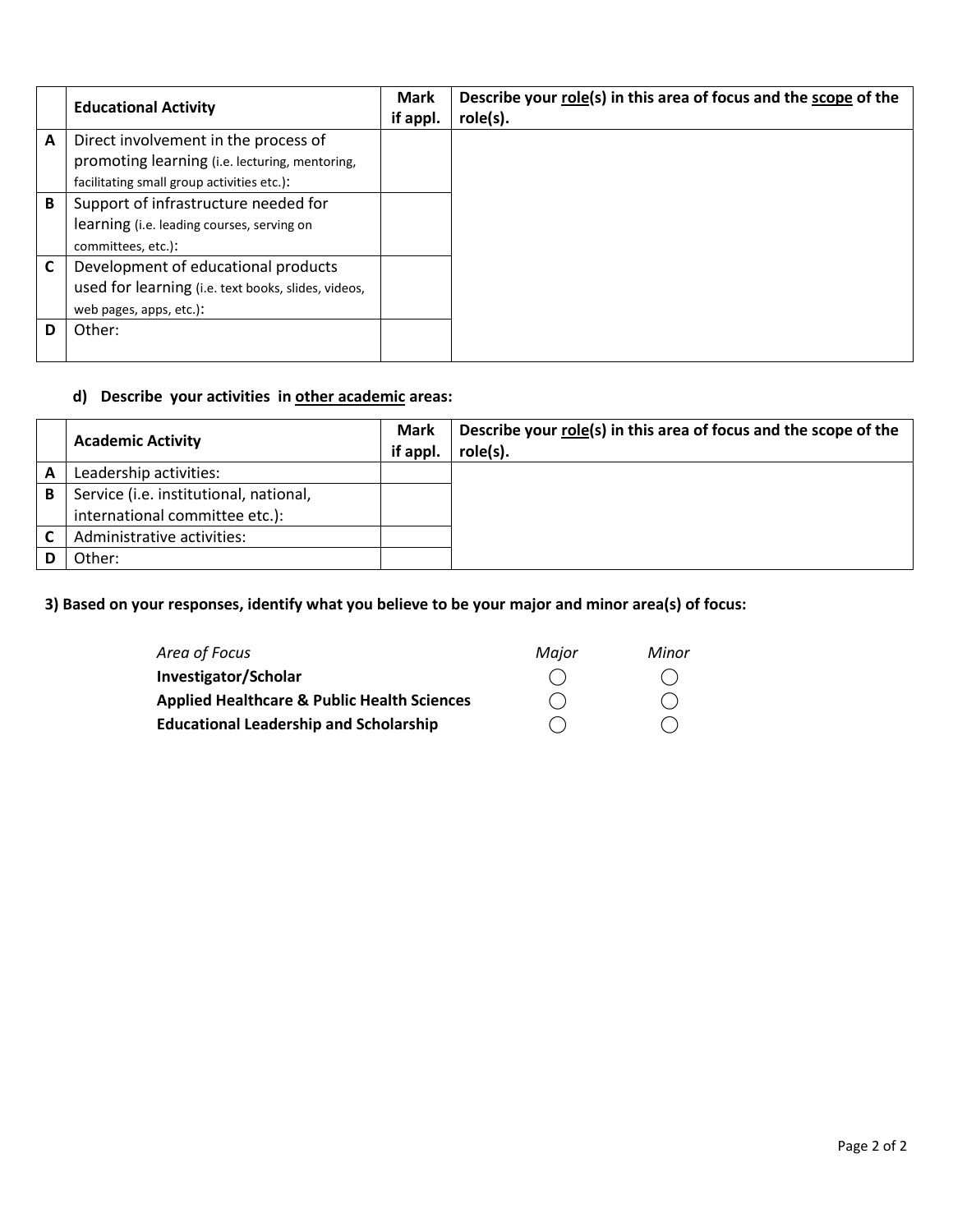| | Educational Activity | Mark if appl. | Describe your <u>role</u>(s) in this area of focus and the <u>scope</u> of the role(s). |
|---|---|---|---|
| A | Direct involvement in the process of promoting learning (i.e. lecturing, mentoring, facilitating small group activities etc.): | | |
| B | Support of infrastructure needed for learning (i.e. leading courses, serving on committees, etc.): | | |
| C | Development of educational products used for learning (i.e. text books, slides, videos, web pages, apps, etc.): | | |
| D | Other: | | |

**d) Describe your activities in <u>other academic</u> areas:**

| | Academic Activity | Mark if appl. | Describe your <u>role</u>(s) in this area of focus and the scope of the role(s). |
|---|---|---|---|
| A | Leadership activities: | | |
| B | Service (i.e. institutional, national, international committee etc.): | | |
| C | Administrative activities: | | |
| D | Other: | | |

**3) Based on your responses, identify what you believe to be your major and minor area(s) of focus:**

| *Area of Focus* | *Major* | *Minor* |
|---|---|---|
| **Investigator/Scholar** | ◯ | ◯ |
| **Applied Healthcare & Public Health Sciences** | ◯ | ◯ |
| **Educational Leadership and Scholarship** | ◯ | ◯ |